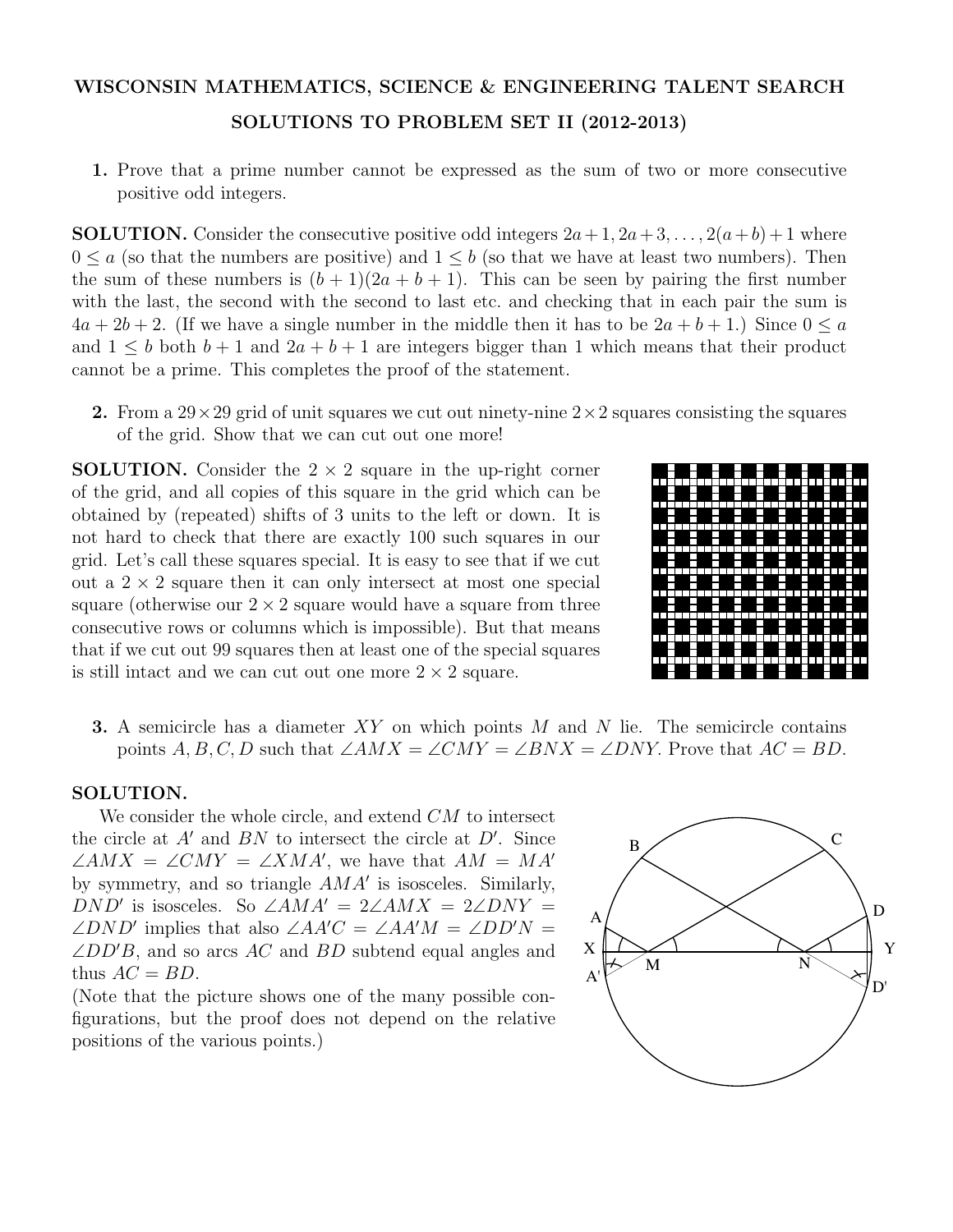**WISCONSIN MATHEMATICS, SCIENCE & ENGINEERING TALENT SEARCH**

**SOLUTIONS TO PROBLEM SET II (2012-2013)**

**1.** Prove that a prime number cannot be expressed as the sum of two or more consecutive positive odd integers.

**SOLUTION.** Consider the consecutive positive odd integers $2a+1, 2a+3, \ldots, 2(a+b)+1$ where $0 \leq a$ (so that the numbers are positive) and $1 \leq b$ (so that we have at least two numbers). Then the sum of these numbers is $(b+1)(2a+b+1)$. This can be seen by pairing the first number with the last, the second with the second to last etc. and checking that in each pair the sum is $4a+2b+2$. (If we have a single number in the middle then it has to be $2a+b+1$.) Since $0 \leq a$ and $1 \leq b$ both $b+1$ and $2a+b+1$ are integers bigger than 1 which means that their product cannot be a prime. This completes the proof of the statement.

**2.** From a $29 \times 29$ grid of unit squares we cut out ninety-nine $2 \times 2$ squares consisting the squares of the grid. Show that we can cut out one more!

**SOLUTION.** Consider the $2 \times 2$ square in the up-right corner of the grid, and all copies of this square in the grid which can be obtained by (repeated) shifts of 3 units to the left or down. It is not hard to check that there are exactly 100 such squares in our grid. Let's call these squares special. It is easy to see that if we cut out a $2 \times 2$ square then it can only intersect at most one special square (otherwise our $2 \times 2$ square would have a square from three consecutive rows or columns which is impossible). But that means that if we cut out 99 squares then at least one of the special squares is still intact and we can cut out one more $2 \times 2$ square.

**3.** A semicircle has a diameter $XY$ on which points $M$ and $N$ lie. The semicircle contains points $A, B, C, D$ such that $\angle AMX = \angle CMY = \angle BNX = \angle DNY$. Prove that $AC = BD$.

**SOLUTION.**

We consider the whole circle, and extend $CM$ to intersect the circle at $A'$ and $BN$ to intersect the circle at $D'$. Since $\angle AMX = \angle CMY = \angle XMA'$, we have that $AM = MA'$ by symmetry, and so triangle $AMA'$ is isosceles. Similarly, $DND'$ is isosceles. So $\angle AMA' = 2\angle AMX = 2\angle DNY = \angle DND'$ implies that also $\angle AA'C = \angle AA'M = \angle DD'N = \angle DD'B$, and so arcs $AC$ and $BD$ subtend equal angles and thus $AC = BD$.

(Note that the picture shows one of the many possible configurations, but the proof does not depend on the relative positions of the various points.)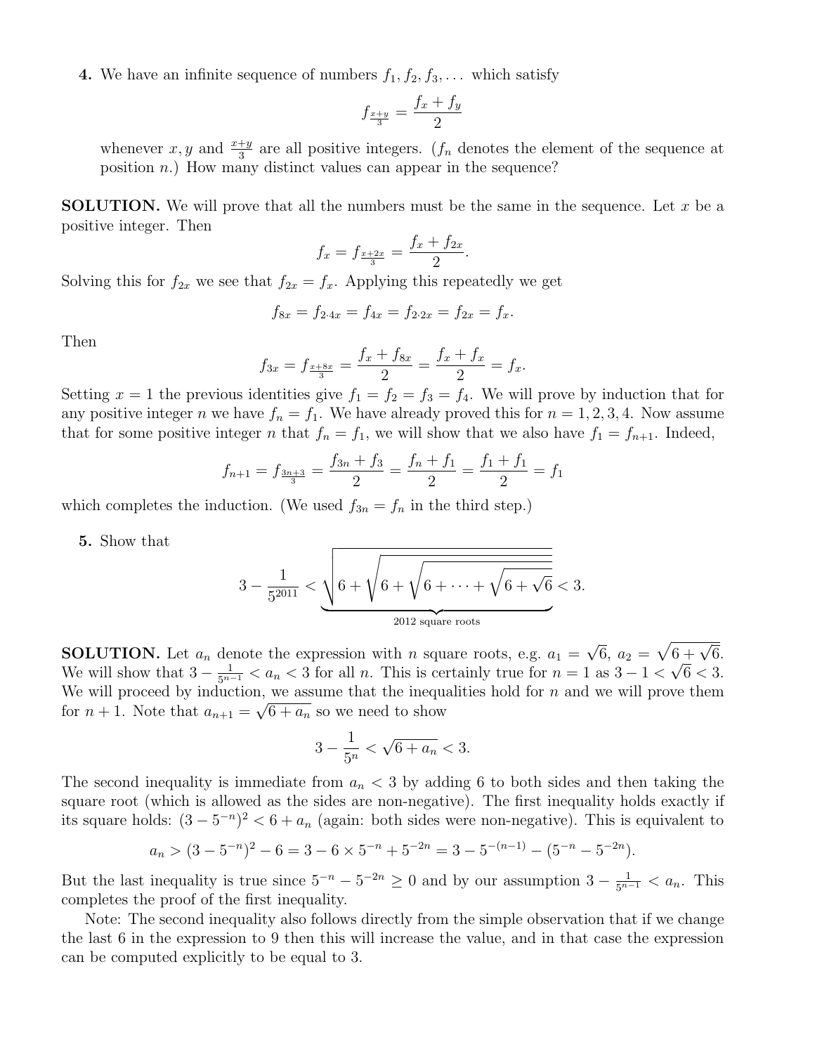**4.** We have an infinite sequence of numbers $f_1, f_2, f_3, \ldots$ which satisfy

$$f_{\frac{x+y}{3}} = \frac{f_x + f_y}{2}$$

whenever $x, y$ and $\frac{x+y}{3}$ are all positive integers. ($f_n$ denotes the element of the sequence at position $n$.) How many distinct values can appear in the sequence?

**SOLUTION.** We will prove that all the numbers must be the same in the sequence. Let $x$ be a positive integer. Then

$$f_x = f_{\frac{x+2x}{3}} = \frac{f_x + f_{2x}}{2}.$$

Solving this for $f_{2x}$ we see that $f_{2x} = f_x$. Applying this repeatedly we get

$$f_{8x} = f_{2\cdot 4x} = f_{4x} = f_{2\cdot 2x} = f_{2x} = f_x.$$

Then

$$f_{3x} = f_{\frac{x+8x}{3}} = \frac{f_x + f_{8x}}{2} = \frac{f_x + f_x}{2} = f_x.$$

Setting $x = 1$ the previous identities give $f_1 = f_2 = f_3 = f_4$. We will prove by induction that for any positive integer $n$ we have $f_n = f_1$. We have already proved this for $n = 1, 2, 3, 4$. Now assume that for some positive integer $n$ that $f_n = f_1$, we will show that we also have $f_1 = f_{n+1}$. Indeed,

$$f_{n+1} = f_{\frac{3n+3}{3}} = \frac{f_{3n} + f_3}{2} = \frac{f_n + f_1}{2} = \frac{f_1 + f_1}{2} = f_1$$

which completes the induction. (We used $f_{3n} = f_n$ in the third step.)

**5.** Show that

$$3 - \frac{1}{5^{2011}} < \underbrace{\sqrt{6 + \sqrt{6 + \sqrt{6 + \cdots + \sqrt{6 + \sqrt{6}}}}}}_{\text{2012 square roots}} < 3.$$

**SOLUTION.** Let $a_n$ denote the expression with $n$ square roots, e.g. $a_1 = \sqrt{6}$, $a_2 = \sqrt{6 + \sqrt{6}}$. We will show that $3 - \frac{1}{5^{n-1}} < a_n < 3$ for all $n$. This is certainly true for $n = 1$ as $3 - 1 < \sqrt{6} < 3$. We will proceed by induction, we assume that the inequalities hold for $n$ and we will prove them for $n + 1$. Note that $a_{n+1} = \sqrt{6 + a_n}$ so we need to show

$$3 - \frac{1}{5^n} < \sqrt{6 + a_n} < 3.$$

The second inequality is immediate from $a_n < 3$ by adding 6 to both sides and then taking the square root (which is allowed as the sides are non-negative). The first inequality holds exactly if its square holds: $(3 - 5^{-n})^2 < 6 + a_n$ (again: both sides were non-negative). This is equivalent to

$$a_n > (3 - 5^{-n})^2 - 6 = 3 - 6 \times 5^{-n} + 5^{-2n} = 3 - 5^{-(n-1)} - (5^{-n} - 5^{-2n}).$$

But the last inequality is true since $5^{-n} - 5^{-2n} \geq 0$ and by our assumption $3 - \frac{1}{5^{n-1}} < a_n$. This completes the proof of the first inequality.

Note: The second inequality also follows directly from the simple observation that if we change the last 6 in the expression to 9 then this will increase the value, and in that case the expression can be computed explicitly to be equal to 3.